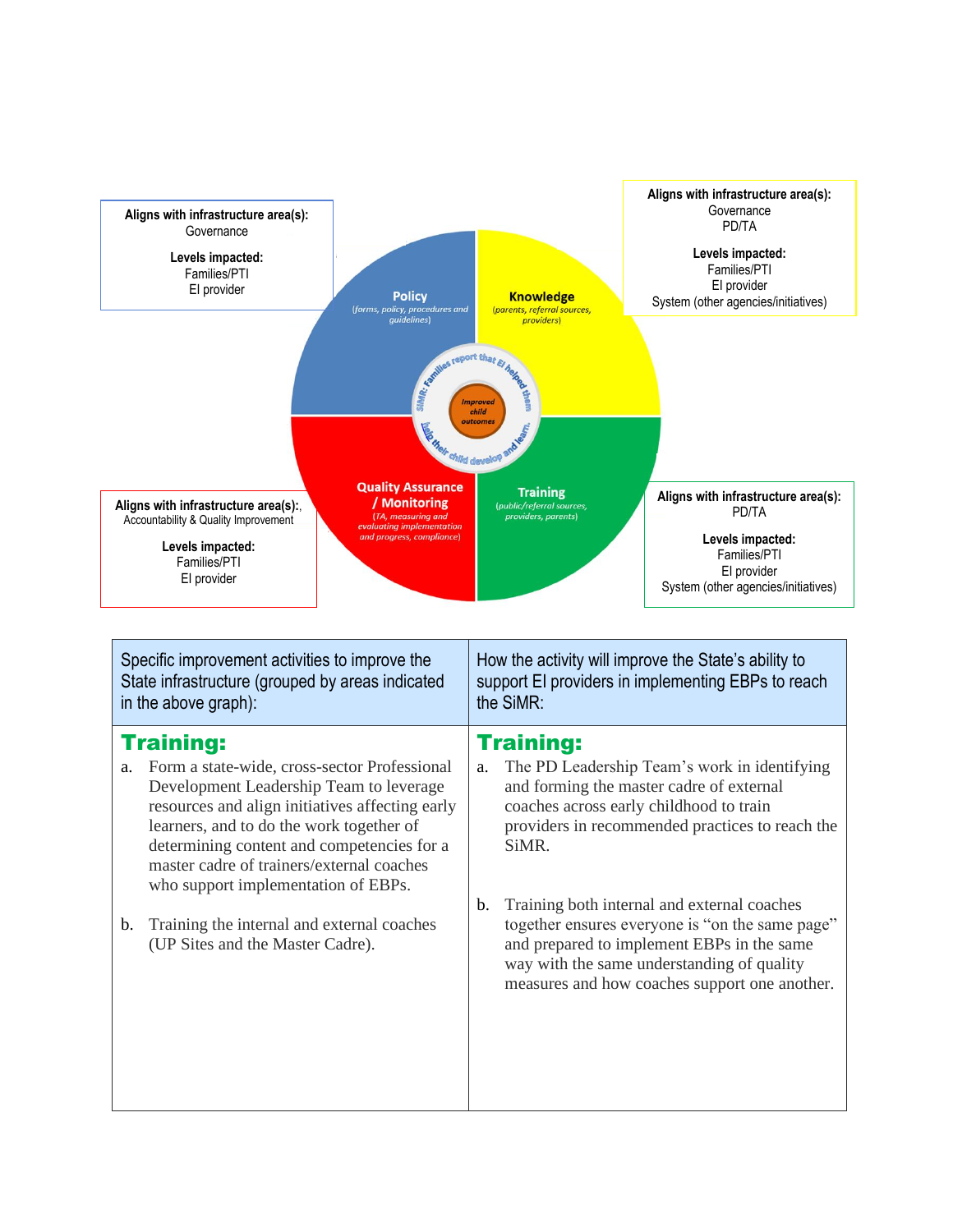**Aligns with infrastructure area(s):**
Governance

**Levels impacted:**
Families/PTI
EI provider

**Aligns with infrastructure area(s):**
Governance
PD/TA

**Levels impacted:**
Families/PTI
EI provider
System (other agencies/initiatives)

**Policy** *(forms, policy, procedures and guidelines)*

**Knowledge** *(parents, referral sources, providers)*

SiMR: Families report that EI helped them help their child develop and learn.

*Improved child outcomes*

**Quality Assurance / Monitoring** *(TA, measuring and evaluating implementation and progress, compliance)*

**Training** *(public/referral sources, providers, parents)*

**Aligns with infrastructure area(s):**,
Accountability & Quality Improvement

**Levels impacted:**
Families/PTI
EI provider

**Aligns with infrastructure area(s):**
PD/TA

**Levels impacted:**
Families/PTI
EI provider
System (other agencies/initiatives)

| Specific improvement activities to improve the State infrastructure (grouped by areas indicated in the above graph): | How the activity will improve the State's ability to support EI providers in implementing EBPs to reach the SiMR: |
|---|---|
| **Training:**<br>a. Form a state-wide, cross-sector Professional Development Leadership Team to leverage resources and align initiatives affecting early learners, and to do the work together of determining content and competencies for a master cadre of trainers/external coaches who support implementation of EBPs.<br><br>b. Training the internal and external coaches (UP Sites and the Master Cadre). | **Training:**<br>a. The PD Leadership Team's work in identifying and forming the master cadre of external coaches across early childhood to train providers in recommended practices to reach the SiMR.<br><br>b. Training both internal and external coaches together ensures everyone is "on the same page" and prepared to implement EBPs in the same way with the same understanding of quality measures and how coaches support one another. |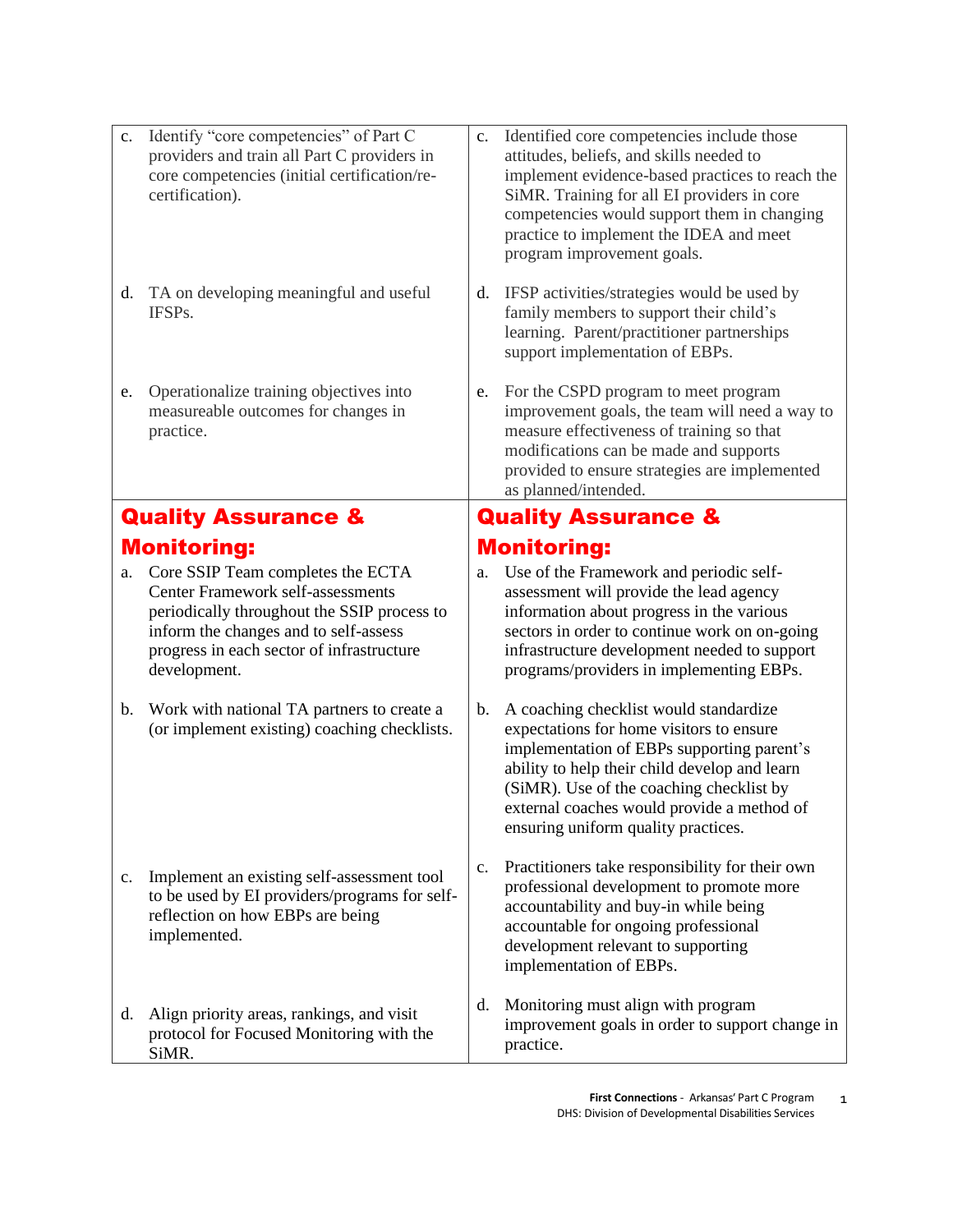| | |
|---|---|
| c. Identify "core competencies" of Part C providers and train all Part C providers in core competencies (initial certification/re-certification). | c. Identified core competencies include those attitudes, beliefs, and skills needed to implement evidence-based practices to reach the SiMR. Training for all EI providers in core competencies would support them in changing practice to implement the IDEA and meet program improvement goals. |
| d. TA on developing meaningful and useful IFSPs. | d. IFSP activities/strategies would be used by family members to support their child's learning. Parent/practitioner partnerships support implementation of EBPs. |
| e. Operationalize training objectives into measureable outcomes for changes in practice. | e. For the CSPD program to meet program improvement goals, the team will need a way to measure effectiveness of training so that modifications can be made and supports provided to ensure strategies are implemented as planned/intended. |
| **Quality Assurance & Monitoring:** | **Quality Assurance & Monitoring:** |
| a. Core SSIP Team completes the ECTA Center Framework self-assessments periodically throughout the SSIP process to inform the changes and to self-assess progress in each sector of infrastructure development. | a. Use of the Framework and periodic self-assessment will provide the lead agency information about progress in the various sectors in order to continue work on on-going infrastructure development needed to support programs/providers in implementing EBPs. |
| b. Work with national TA partners to create a (or implement existing) coaching checklists. | b. A coaching checklist would standardize expectations for home visitors to ensure implementation of EBPs supporting parent's ability to help their child develop and learn (SiMR). Use of the coaching checklist by external coaches would provide a method of ensuring uniform quality practices. |
| c. Implement an existing self-assessment tool to be used by EI providers/programs for self-reflection on how EBPs are being implemented. | c. Practitioners take responsibility for their own professional development to promote more accountability and buy-in while being accountable for ongoing professional development relevant to supporting implementation of EBPs. |
| d. Align priority areas, rankings, and visit protocol for Focused Monitoring with the SiMR. | d. Monitoring must align with program improvement goals in order to support change in practice. |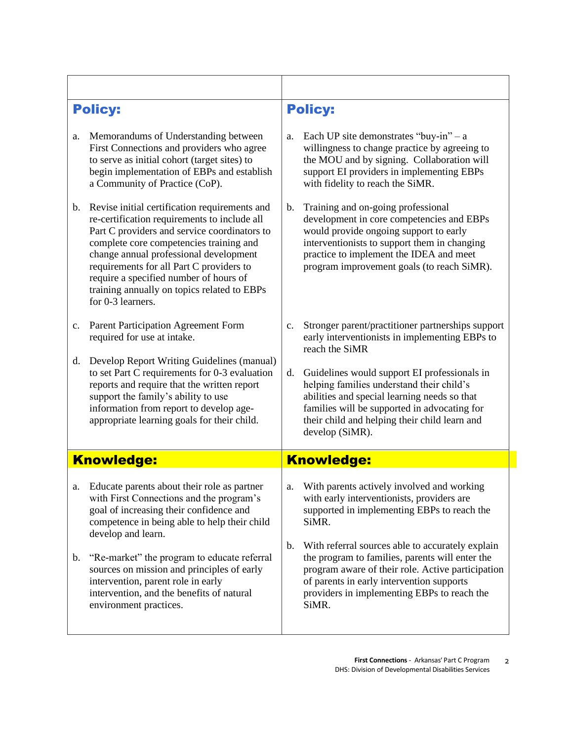| | |
|---|---|
| **Policy:** | **Policy:** |
| a. Memorandums of Understanding between First Connections and providers who agree to serve as initial cohort (target sites) to begin implementation of EBPs and establish a Community of Practice (CoP). | a. Each UP site demonstrates "buy-in" – a willingness to change practice by agreeing to the MOU and by signing. Collaboration will support EI providers in implementing EBPs with fidelity to reach the SiMR. |
| b. Revise initial certification requirements and re-certification requirements to include all Part C providers and service coordinators to complete core competencies training and change annual professional development requirements for all Part C providers to require a specified number of hours of training annually on topics related to EBPs for 0-3 learners. | b. Training and on-going professional development in core competencies and EBPs would provide ongoing support to early interventionists to support them in changing practice to implement the IDEA and meet program improvement goals (to reach SiMR). |
| c. Parent Participation Agreement Form required for use at intake. | c. Stronger parent/practitioner partnerships support early interventionists in implementing EBPs to reach the SiMR |
| d. Develop Report Writing Guidelines (manual) to set Part C requirements for 0-3 evaluation reports and require that the written report support the family's ability to use information from report to develop age-appropriate learning goals for their child. | d. Guidelines would support EI professionals in helping families understand their child's abilities and special learning needs so that families will be supported in advocating for their child and helping their child learn and develop (SiMR). |
| **Knowledge:** | **Knowledge:** |
| a. Educate parents about their role as partner with First Connections and the program's goal of increasing their confidence and competence in being able to help their child develop and learn. | a. With parents actively involved and working with early interventionists, providers are supported in implementing EBPs to reach the SiMR. |
| b. "Re-market" the program to educate referral sources on mission and principles of early intervention, parent role in early intervention, and the benefits of natural environment practices. | b. With referral sources able to accurately explain the program to families, parents will enter the program aware of their role. Active participation of parents in early intervention supports providers in implementing EBPs to reach the SiMR. |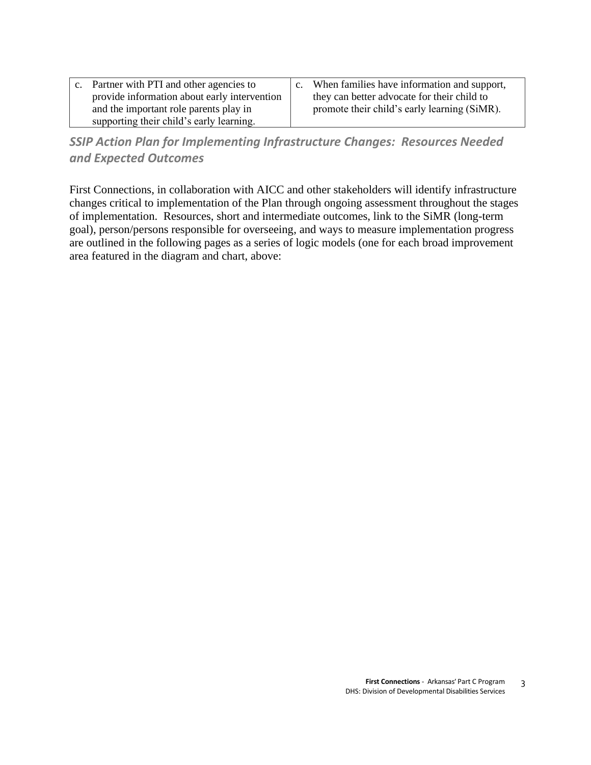| | |
|---|---|
| c. Partner with PTI and other agencies to provide information about early intervention and the important role parents play in supporting their child's early learning. | c. When families have information and support, they can better advocate for their child to promote their child's early learning (SiMR). |

### *SSIP Action Plan for Implementing Infrastructure Changes: Resources Needed and Expected Outcomes*

First Connections, in collaboration with AICC and other stakeholders will identify infrastructure changes critical to implementation of the Plan through ongoing assessment throughout the stages of implementation. Resources, short and intermediate outcomes, link to the SiMR (long-term goal), person/persons responsible for overseeing, and ways to measure implementation progress are outlined in the following pages as a series of logic models (one for each broad improvement area featured in the diagram and chart, above: